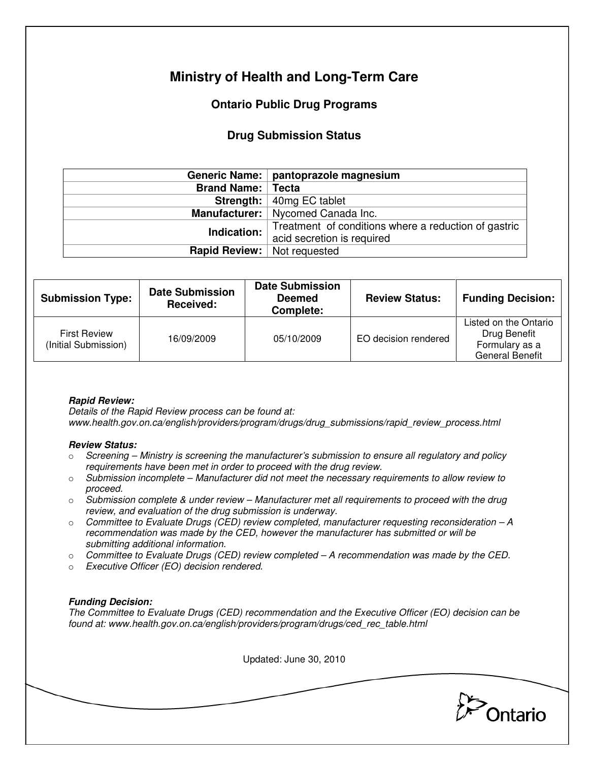# Ministry of Health and Long-Term Care

## Ontario Public Drug Programs

### Drug Submission Status

| | |
|---|---|
| **Generic Name:** | **pantoprazole magnesium** |
| **Brand Name:** | **Tecta** |
| **Strength:** | 40mg EC tablet |
| **Manufacturer:** | Nycomed Canada Inc. |
| **Indication:** | Treatment of conditions where a reduction of gastric acid secretion is required |
| **Rapid Review:** | Not requested |

| Submission Type: | Date Submission Received: | Date Submission Deemed Complete: | Review Status: | Funding Decision: |
|---|---|---|---|---|
| First Review (Initial Submission) | 16/09/2009 | 05/10/2009 | EO decision rendered | Listed on the Ontario Drug Benefit Formulary as a General Benefit |

***Rapid Review:***
*Details of the Rapid Review process can be found at:*
*www.health.gov.on.ca/english/providers/program/drugs/drug_submissions/rapid_review_process.html*

***Review Status:***

- *Screening – Ministry is screening the manufacturer's submission to ensure all regulatory and policy requirements have been met in order to proceed with the drug review.*
- *Submission incomplete – Manufacturer did not meet the necessary requirements to allow review to proceed.*
- *Submission complete & under review – Manufacturer met all requirements to proceed with the drug review, and evaluation of the drug submission is underway.*
- *Committee to Evaluate Drugs (CED) review completed, manufacturer requesting reconsideration – A recommendation was made by the CED, however the manufacturer has submitted or will be submitting additional information.*
- *Committee to Evaluate Drugs (CED) review completed – A recommendation was made by the CED.*
- *Executive Officer (EO) decision rendered.*

***Funding Decision:***
*The Committee to Evaluate Drugs (CED) recommendation and the Executive Officer (EO) decision can be found at: www.health.gov.on.ca/english/providers/program/drugs/ced_rec_table.html*

Updated: June 30, 2010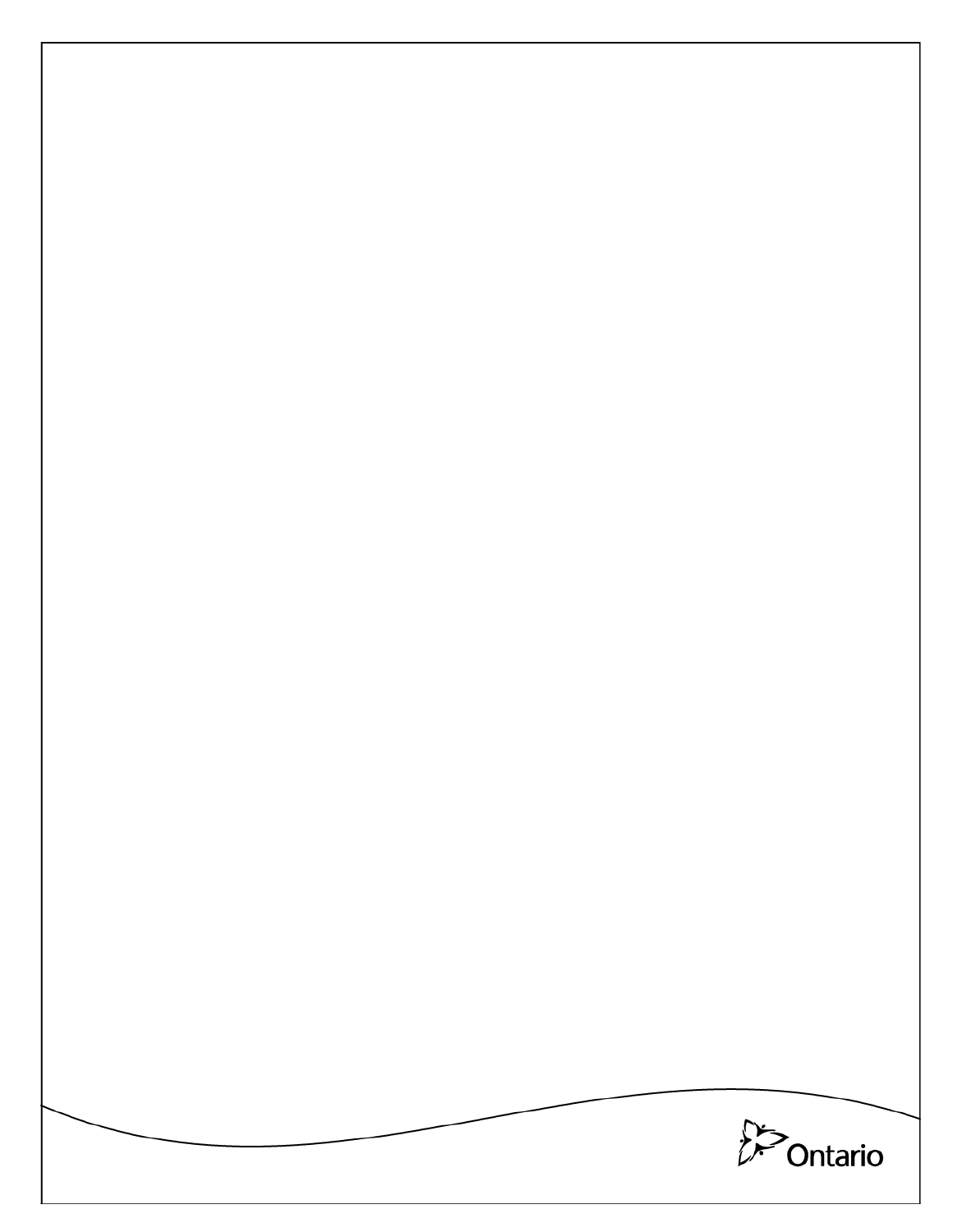Ontario